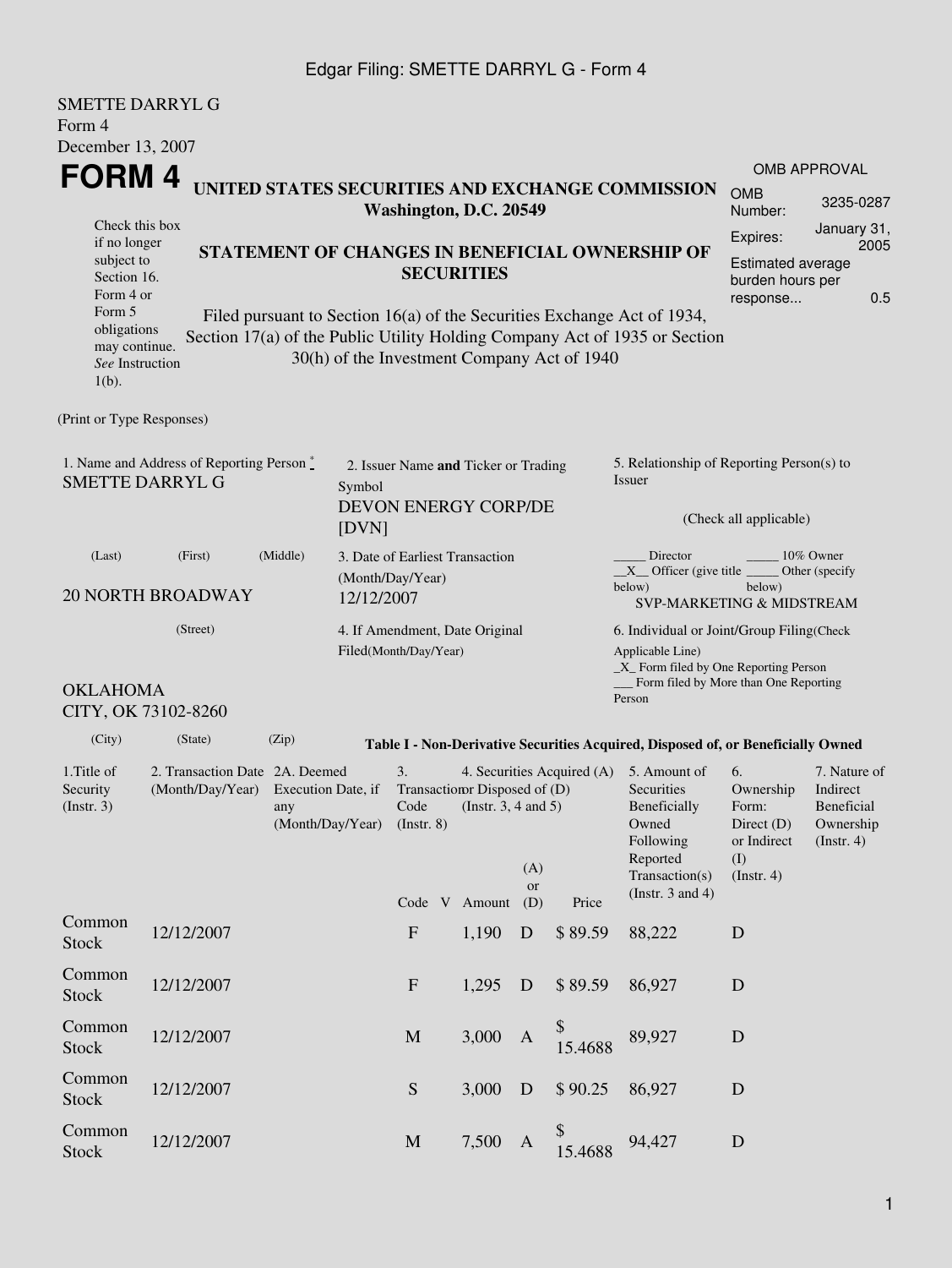SMETTE DARRYL G
Form 4
December 13, 2007

# FORM 4

## UNITED STATES SECURITIES AND EXCHANGE COMMISSION
**Washington, D.C. 20549**

| OMB APPROVAL | |
|---|---|
| OMB Number: | 3235-0287 |
| Expires: | January 31, 2005 |
| Estimated average burden hours per response... | 0.5 |

Check this box if no longer subject to Section 16. Form 4 or Form 5 obligations may continue. *See* Instruction 1(b).

## STATEMENT OF CHANGES IN BENEFICIAL OWNERSHIP OF SECURITIES

Filed pursuant to Section 16(a) of the Securities Exchange Act of 1934, Section 17(a) of the Public Utility Holding Company Act of 1935 or Section 30(h) of the Investment Company Act of 1940

(Print or Type Responses)

1. Name and Address of Reporting Person *
SMETTE DARRYL G

(Last) (First) (Middle)

20 NORTH BROADWAY

(Street)

OKLAHOMA CITY, OK 73102-8260

(City) (State) (Zip)

2. Issuer Name **and** Ticker or Trading Symbol
DEVON ENERGY CORP/DE [DVN]

3. Date of Earliest Transaction (Month/Day/Year)
12/12/2007

4. If Amendment, Date Original Filed(Month/Day/Year)

5. Relationship of Reporting Person(s) to Issuer

(Check all applicable)

_____ Director _____ 10% Owner
__X__ Officer (give title below) _____ Other (specify below)
SVP-MARKETING & MIDSTREAM

6. Individual or Joint/Group Filing(Check Applicable Line)
_X_ Form filed by One Reporting Person
___ Form filed by More than One Reporting Person

**Table I - Non-Derivative Securities Acquired, Disposed of, or Beneficially Owned**

| 1.Title of Security (Instr. 3) | 2. Transaction Date (Month/Day/Year) | 2A. Deemed Execution Date, if any (Month/Day/Year) | 3. Transaction Code (Instr. 8) | | 4. Securities Acquired (A) or Disposed of (D) (Instr. 3, 4 and 5) | | | 5. Amount of Securities Beneficially Owned Following Reported Transaction(s) (Instr. 3 and 4) | 6. Ownership Form: Direct (D) or Indirect (I) (Instr. 4) | 7. Nature of Indirect Beneficial Ownership (Instr. 4) |
|---|---|---|---|---|---|---|---|---|---|---|
| | | | Code | V | Amount | (A) or (D) | Price | | | |
| Common Stock | 12/12/2007 | | F | | 1,190 | D | $ 89.59 | 88,222 | D | |
| Common Stock | 12/12/2007 | | F | | 1,295 | D | $ 89.59 | 86,927 | D | |
| Common Stock | 12/12/2007 | | M | | 3,000 | A | $ 15.4688 | 89,927 | D | |
| Common Stock | 12/12/2007 | | S | | 3,000 | D | $ 90.25 | 86,927 | D | |
| Common Stock | 12/12/2007 | | M | | 7,500 | A | $ 15.4688 | 94,427 | D | |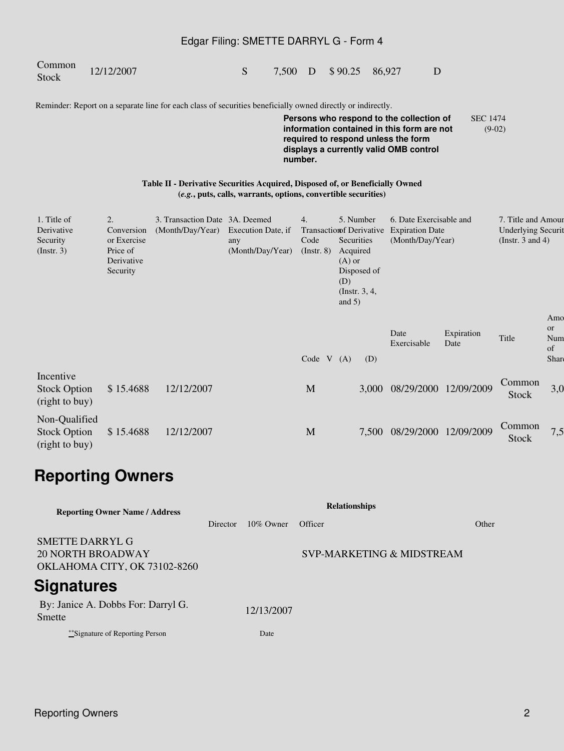| | | | | | | | | |
|---|---|---|---|---|---|---|---|---|
| Common Stock | 12/12/2007 | | S | 7,500 | D | $ 90.25 | 86,927 | D |

Reminder: Report on a separate line for each class of securities beneficially owned directly or indirectly.

**Persons who respond to the collection of information contained in this form are not required to respond unless the form displays a currently valid OMB control number.**

SEC 1474 (9-02)

**Table II - Derivative Securities Acquired, Disposed of, or Beneficially Owned**
**(*e.g.*, puts, calls, warrants, options, convertible securities)**

| 1. Title of Derivative Security (Instr. 3) | 2. Conversion or Exercise Price of Derivative Security | 3. Transaction Date (Month/Day/Year) | 3A. Deemed Execution Date, if any (Month/Day/Year) | 4. Transaction Code (Instr. 8) | | 5. Number of Derivative Securities Acquired (A) or Disposed of (D) (Instr. 3, 4, and 5) | | 6. Date Exercisable and Expiration Date (Month/Day/Year) | | 7. Title and Amount of Underlying Securities (Instr. 3 and 4) | |
|---|---|---|---|---|---|---|---|---|---|---|---|
| | | | | Code | V | (A) | (D) | Date Exercisable | Expiration Date | Title | Amount or Number of Shares |
| Incentive Stock Option (right to buy) | $ 15.4688 | 12/12/2007 | | M | | | 3,000 | 08/29/2000 | 12/09/2009 | Common Stock | 3,0 |
| Non-Qualified Stock Option (right to buy) | $ 15.4688 | 12/12/2007 | | M | | | 7,500 | 08/29/2000 | 12/09/2009 | Common Stock | 7,5 |

# Reporting Owners

| Reporting Owner Name / Address | Relationships | | | |
|---|---|---|---|---|
| | Director | 10% Owner | Officer | Other |
| SMETTE DARRYL G<br>20 NORTH BROADWAY<br>OKLAHOMA CITY, OK 73102-8260 | | | SVP-MARKETING & MIDSTREAM | |

# Signatures

| | |
|---|---|
| By: Janice A. Dobbs For: Darryl G. Smette | 12/13/2007 |
| **Signature of Reporting Person | Date |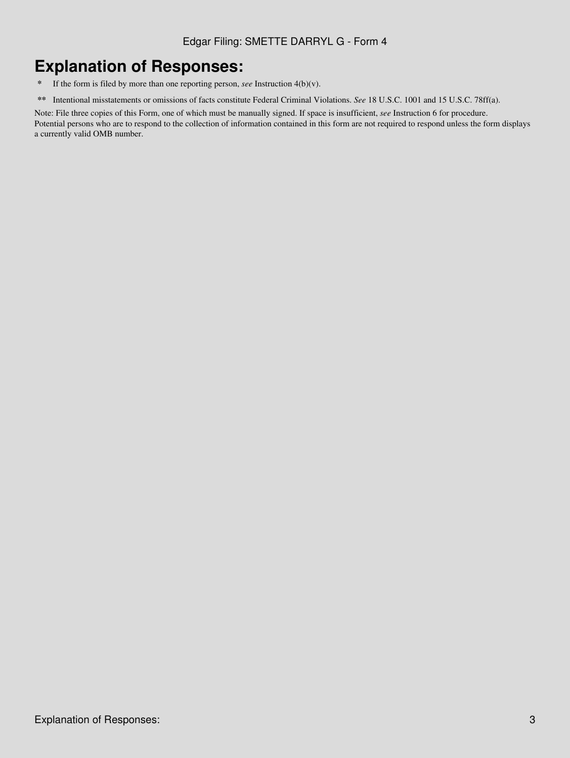# Explanation of Responses:

\* If the form is filed by more than one reporting person, *see* Instruction 4(b)(v).

\*\* Intentional misstatements or omissions of facts constitute Federal Criminal Violations. *See* 18 U.S.C. 1001 and 15 U.S.C. 78ff(a).

Note: File three copies of this Form, one of which must be manually signed. If space is insufficient, *see* Instruction 6 for procedure.
Potential persons who are to respond to the collection of information contained in this form are not required to respond unless the form displays a currently valid OMB number.